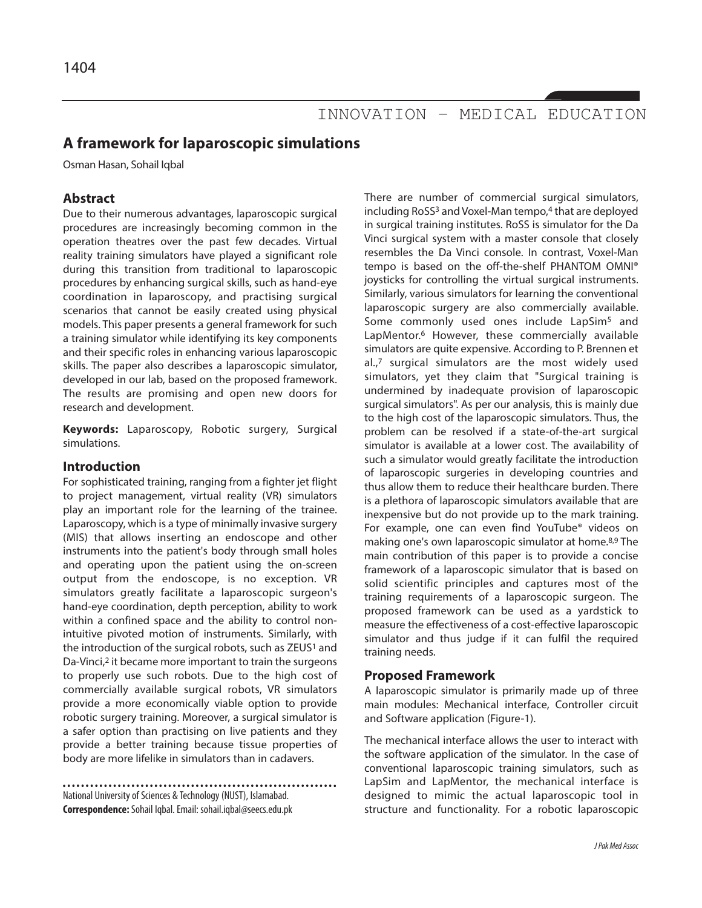INNOVATION – MEDICAL EDUCATION

# A framework for laparoscopic simulations

Osman Hasan, Sohail Iqbal

## Abstract

Due to their numerous advantages, laparoscopic surgical procedures are increasingly becoming common in the operation theatres over the past few decades. Virtual reality training simulators have played a significant role during this transition from traditional to laparoscopic procedures by enhancing surgical skills, such as hand-eye coordination in laparoscopy, and practising surgical scenarios that cannot be easily created using physical models. This paper presents a general framework for such a training simulator while identifying its key components and their specific roles in enhancing various laparoscopic skills. The paper also describes a laparoscopic simulator, developed in our lab, based on the proposed framework. The results are promising and open new doors for research and development.

**Keywords:** Laparoscopy, Robotic surgery, Surgical simulations.

## Introduction

For sophisticated training, ranging from a fighter jet flight to project management, virtual reality (VR) simulators play an important role for the learning of the trainee. Laparoscopy, which is a type of minimally invasive surgery (MIS) that allows inserting an endoscope and other instruments into the patient's body through small holes and operating upon the patient using the on-screen output from the endoscope, is no exception. VR simulators greatly facilitate a laparoscopic surgeon's hand-eye coordination, depth perception, ability to work within a confined space and the ability to control non-intuitive pivoted motion of instruments. Similarly, with the introduction of the surgical robots, such as ZEUS[1] and Da-Vinci,[2] it became more important to train the surgeons to properly use such robots. Due to the high cost of commercially available surgical robots, VR simulators provide a more economically viable option to provide robotic surgery training. Moreover, a surgical simulator is a safer option than practising on live patients and they provide a better training because tissue properties of body are more lifelike in simulators than in cadavers.

There are number of commercial surgical simulators, including RoSS[3] and Voxel-Man tempo,[4] that are deployed in surgical training institutes. RoSS is simulator for the Da Vinci surgical system with a master console that closely resembles the Da Vinci console. In contrast, Voxel-Man tempo is based on the off-the-shelf PHANTOM OMNI® joysticks for controlling the virtual surgical instruments. Similarly, various simulators for learning the conventional laparoscopic surgery are also commercially available. Some commonly used ones include LapSim[5] and LapMentor.[6] However, these commercially available simulators are quite expensive. According to P. Brennen et al.,[7] surgical simulators are the most widely used simulators, yet they claim that "Surgical training is undermined by inadequate provision of laparoscopic surgical simulators". As per our analysis, this is mainly due to the high cost of the laparoscopic simulators. Thus, the problem can be resolved if a state-of-the-art surgical simulator is available at a lower cost. The availability of such a simulator would greatly facilitate the introduction of laparoscopic surgeries in developing countries and thus allow them to reduce their healthcare burden. There is a plethora of laparoscopic simulators available that are inexpensive but do not provide up to the mark training. For example, one can even find YouTube® videos on making one's own laparoscopic simulator at home.[8,9] The main contribution of this paper is to provide a concise framework of a laparoscopic simulator that is based on solid scientific principles and captures most of the training requirements of a laparoscopic surgeon. The proposed framework can be used as a yardstick to measure the effectiveness of a cost-effective laparoscopic simulator and thus judge if it can fulfil the required training needs.

## Proposed Framework

A laparoscopic simulator is primarily made up of three main modules: Mechanical interface, Controller circuit and Software application (Figure-1).

The mechanical interface allows the user to interact with the software application of the simulator. In the case of conventional laparoscopic training simulators, such as LapSim and LapMentor, the mechanical interface is designed to mimic the actual laparoscopic tool in structure and functionality. For a robotic laparoscopic

National University of Sciences & Technology (NUST), Islamabad.
**Correspondence:** Sohail Iqbal. Email: sohail.iqbal@seecs.edu.pk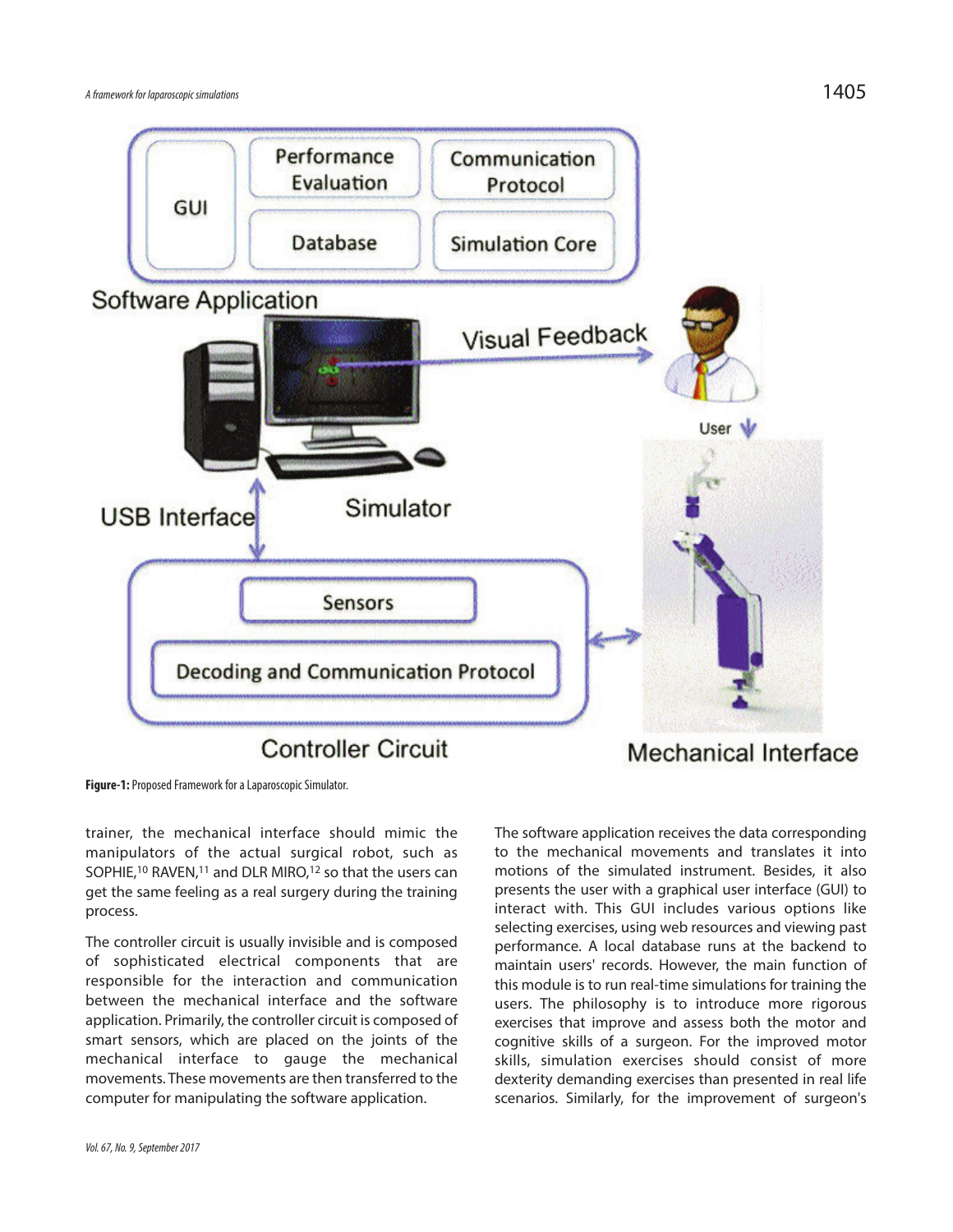Software Application

GUI

Performance Evaluation

Communication Protocol

Database

Simulation Core

Visual Feedback

User

USB Interface

Simulator

Sensors

Decoding and Communication Protocol

Controller Circuit

Mechanical Interface

**Figure-1:** Proposed Framework for a Laparoscopic Simulator.

trainer, the mechanical interface should mimic the manipulators of the actual surgical robot, such as SOPHIE,[10] RAVEN,[11] and DLR MIRO,[12] so that the users can get the same feeling as a real surgery during the training process.

The controller circuit is usually invisible and is composed of sophisticated electrical components that are responsible for the interaction and communication between the mechanical interface and the software application. Primarily, the controller circuit is composed of smart sensors, which are placed on the joints of the mechanical interface to gauge the mechanical movements. These movements are then transferred to the computer for manipulating the software application.

The software application receives the data corresponding to the mechanical movements and translates it into motions of the simulated instrument. Besides, it also presents the user with a graphical user interface (GUI) to interact with. This GUI includes various options like selecting exercises, using web resources and viewing past performance. A local database runs at the backend to maintain users' records. However, the main function of this module is to run real-time simulations for training the users. The philosophy is to introduce more rigorous exercises that improve and assess both the motor and cognitive skills of a surgeon. For the improved motor skills, simulation exercises should consist of more dexterity demanding exercises than presented in real life scenarios. Similarly, for the improvement of surgeon's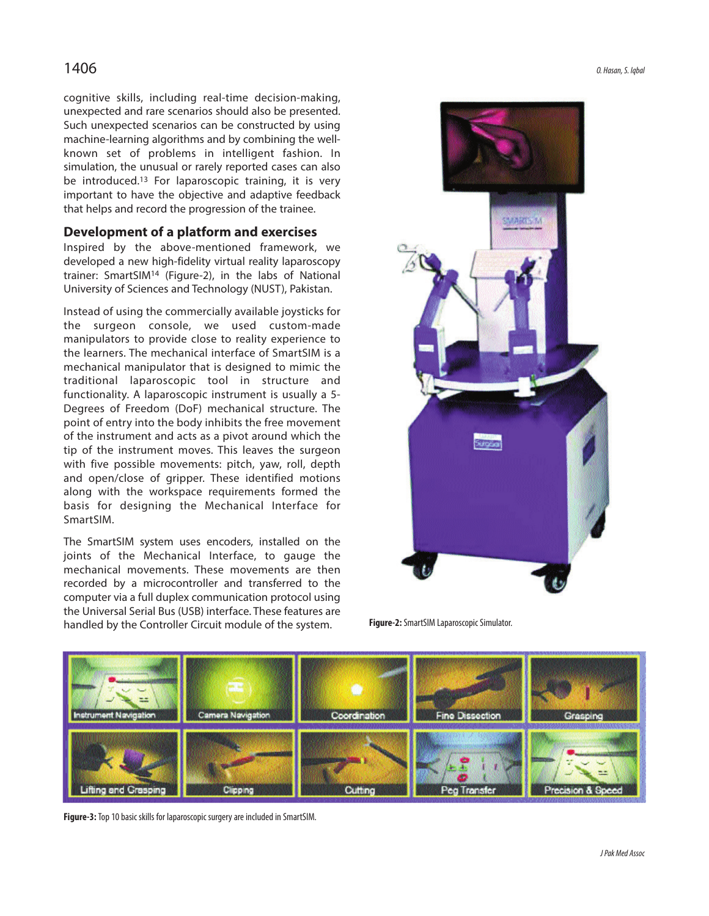cognitive skills, including real-time decision-making, unexpected and rare scenarios should also be presented. Such unexpected scenarios can be constructed by using machine-learning algorithms and by combining the well-known set of problems in intelligent fashion. In simulation, the unusual or rarely reported cases can also be introduced.[13] For laparoscopic training, it is very important to have the objective and adaptive feedback that helps and record the progression of the trainee.

## Development of a platform and exercises

Inspired by the above-mentioned framework, we developed a new high-fidelity virtual reality laparoscopy trainer: SmartSIM[14] (Figure-2), in the labs of National University of Sciences and Technology (NUST), Pakistan.

Instead of using the commercially available joysticks for the surgeon console, we used custom-made manipulators to provide close to reality experience to the learners. The mechanical interface of SmartSIM is a mechanical manipulator that is designed to mimic the traditional laparoscopic tool in structure and functionality. A laparoscopic instrument is usually a 5-Degrees of Freedom (DoF) mechanical structure. The point of entry into the body inhibits the free movement of the instrument and acts as a pivot around which the tip of the instrument moves. This leaves the surgeon with five possible movements: pitch, yaw, roll, depth and open/close of gripper. These identified motions along with the workspace requirements formed the basis for designing the Mechanical Interface for SmartSIM.

The SmartSIM system uses encoders, installed on the joints of the Mechanical Interface, to gauge the mechanical movements. These movements are then recorded by a microcontroller and transferred to the computer via a full duplex communication protocol using the Universal Serial Bus (USB) interface. These features are handled by the Controller Circuit module of the system.

**Figure-2:** SmartSIM Laparoscopic Simulator.

Instrument Navigation
Camera Navigation
Coordination
Fine Dissection
Grasping
Lifting and Grasping
Clipping
Cutting
Peg Transfer
Precision & Speed

**Figure-3:** Top 10 basic skills for laparoscopic surgery are included in SmartSIM.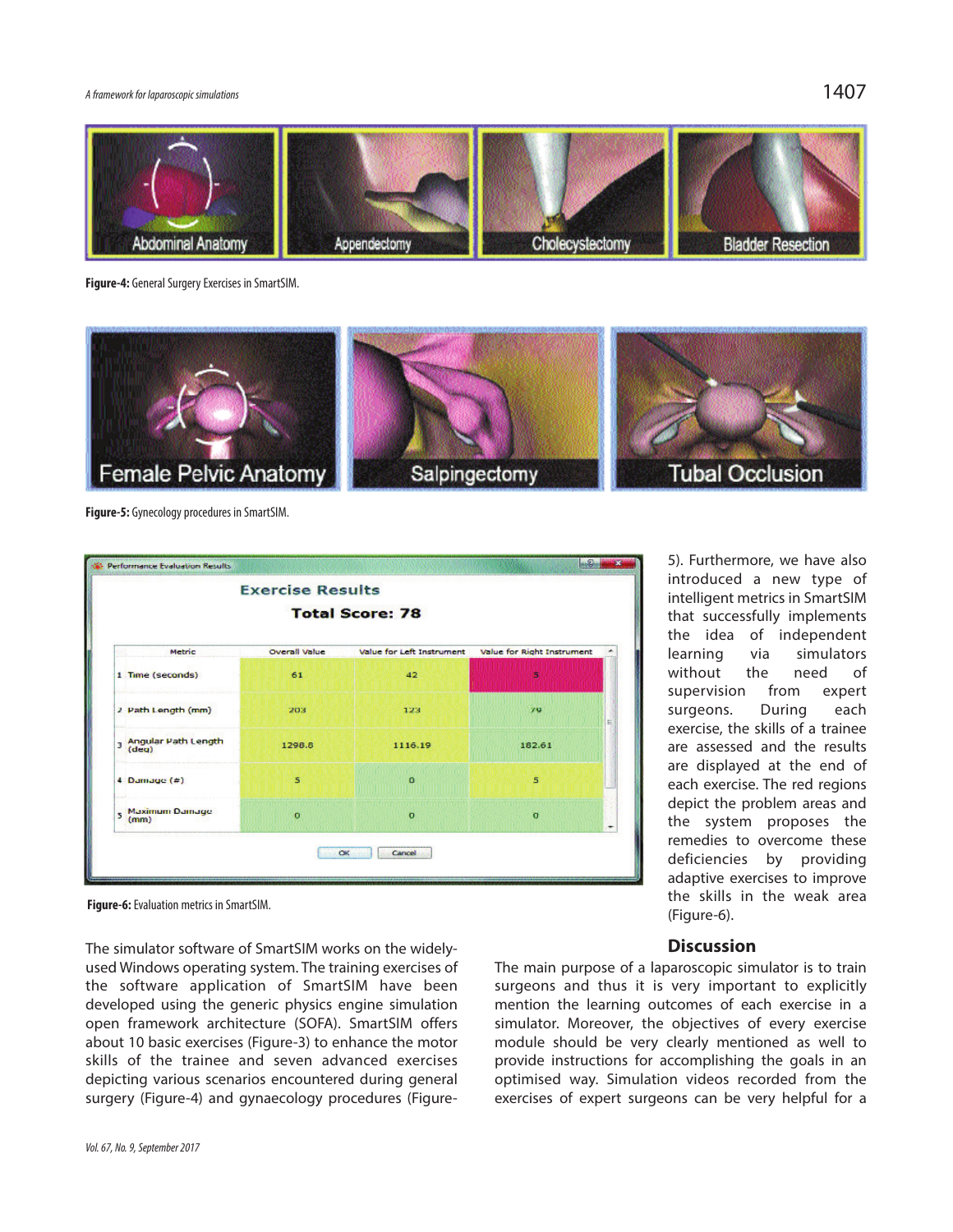Figure-4: General Surgery Exercises in SmartSIM.

Figure-5: Gynecology procedures in SmartSIM.

Figure-6: Evaluation metrics in SmartSIM.

The simulator software of SmartSIM works on the widely-used Windows operating system. The training exercises of the software application of SmartSIM have been developed using the generic physics engine simulation open framework architecture (SOFA). SmartSIM offers about 10 basic exercises (Figure-3) to enhance the motor skills of the trainee and seven advanced exercises depicting various scenarios encountered during general surgery (Figure-4) and gynaecology procedures (Figure-5). Furthermore, we have also introduced a new type of intelligent metrics in SmartSIM that successfully implements the idea of independent learning via simulators without the need of supervision from expert surgeons. During each exercise, the skills of a trainee are assessed and the results are displayed at the end of each exercise. The red regions depict the problem areas and the system proposes the remedies to overcome these deficiencies by providing adaptive exercises to improve the skills in the weak area (Figure-6).

## Discussion

The main purpose of a laparoscopic simulator is to train surgeons and thus it is very important to explicitly mention the learning outcomes of each exercise in a simulator. Moreover, the objectives of every exercise module should be very clearly mentioned as well to provide instructions for accomplishing the goals in an optimised way. Simulation videos recorded from the exercises of expert surgeons can be very helpful for a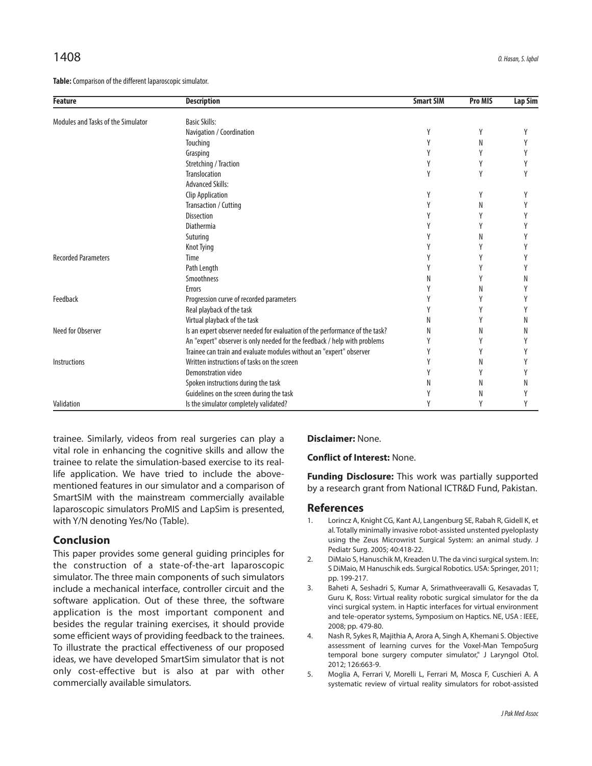**Table:** Comparison of the different laparoscopic simulator.

| Feature | Description | Smart SIM | Pro MIS | Lap Sim |
|---|---|---|---|---|
| Modules and Tasks of the Simulator | Basic Skills: | | | |
| | Navigation / Coordination | Y | Y | Y |
| | Touching | Y | N | Y |
| | Grasping | Y | Y | Y |
| | Stretching / Traction | Y | Y | Y |
| | Translocation | Y | Y | Y |
| | Advanced Skills: | | | |
| | Clip Application | Y | Y | Y |
| | Transaction / Cutting | Y | N | Y |
| | Dissection | Y | Y | Y |
| | Diathermia | Y | Y | Y |
| | Suturing | Y | N | Y |
| | Knot Tying | Y | Y | Y |
| Recorded Parameters | Time | Y | Y | Y |
| | Path Length | Y | Y | Y |
| | Smoothness | N | Y | N |
| | Errors | Y | N | Y |
| Feedback | Progression curve of recorded parameters | Y | Y | Y |
| | Real playback of the task | Y | Y | Y |
| | Virtual playback of the task | N | Y | N |
| Need for Observer | Is an expert observer needed for evaluation of the performance of the task? | N | N | N |
| | An "expert" observer is only needed for the feedback / help with problems | Y | Y | Y |
| | Trainee can train and evaluate modules without an "expert" observer | Y | Y | Y |
| Instructions | Written instructions of tasks on the screen | Y | N | Y |
| | Demonstration video | Y | Y | Y |
| | Spoken instructions during the task | N | N | N |
| | Guidelines on the screen during the task | Y | N | Y |
| Validation | Is the simulator completely validated? | Y | Y | Y |

trainee. Similarly, videos from real surgeries can play a vital role in enhancing the cognitive skills and allow the trainee to relate the simulation-based exercise to its real-life application. We have tried to include the above-mentioned features in our simulator and a comparison of SmartSIM with the mainstream commercially available laparoscopic simulators ProMIS and LapSim is presented, with Y/N denoting Yes/No (Table).

## Conclusion

This paper provides some general guiding principles for the construction of a state-of-the-art laparoscopic simulator. The three main components of such simulators include a mechanical interface, controller circuit and the software application. Out of these three, the software application is the most important component and besides the regular training exercises, it should provide some efficient ways of providing feedback to the trainees. To illustrate the practical effectiveness of our proposed ideas, we have developed SmartSim simulator that is not only cost-effective but is also at par with other commercially available simulators.

**Disclaimer:** None.

**Conflict of Interest:** None.

**Funding Disclosure:** This work was partially supported by a research grant from National ICTR&D Fund, Pakistan.

## References

1. Lorincz A, Knight CG, Kant AJ, Langenburg SE, Rabah R, Gidell K, et al. Totally minimally invasive robot-assisted unstented pyeloplasty using the Zeus Microwrist Surgical System: an animal study. J Pediatr Surg. 2005; 40:418-22.
2. DiMaio S, Hanuschik M, Kreaden U. The da vinci surgical system. In: S DiMaio, M Hanuschik eds. Surgical Robotics. USA: Springer, 2011; pp. 199-217.
3. Baheti A, Seshadri S, Kumar A, Srimathveeravalli G, Kesavadas T, Guru K, Ross: Virtual reality robotic surgical simulator for the da vinci surgical system. in Haptic interfaces for virtual environment and tele-operator systems, Symposium on Haptics. NE, USA : IEEE, 2008; pp. 479-80.
4. Nash R, Sykes R, Majithia A, Arora A, Singh A, Khemani S. Objective assessment of learning curves for the Voxel-Man TempoSurg temporal bone surgery computer simulator," J Laryngol Otol. 2012; 126:663-9.
5. Moglia A, Ferrari V, Morelli L, Ferrari M, Mosca F, Cuschieri A. A systematic review of virtual reality simulators for robot-assisted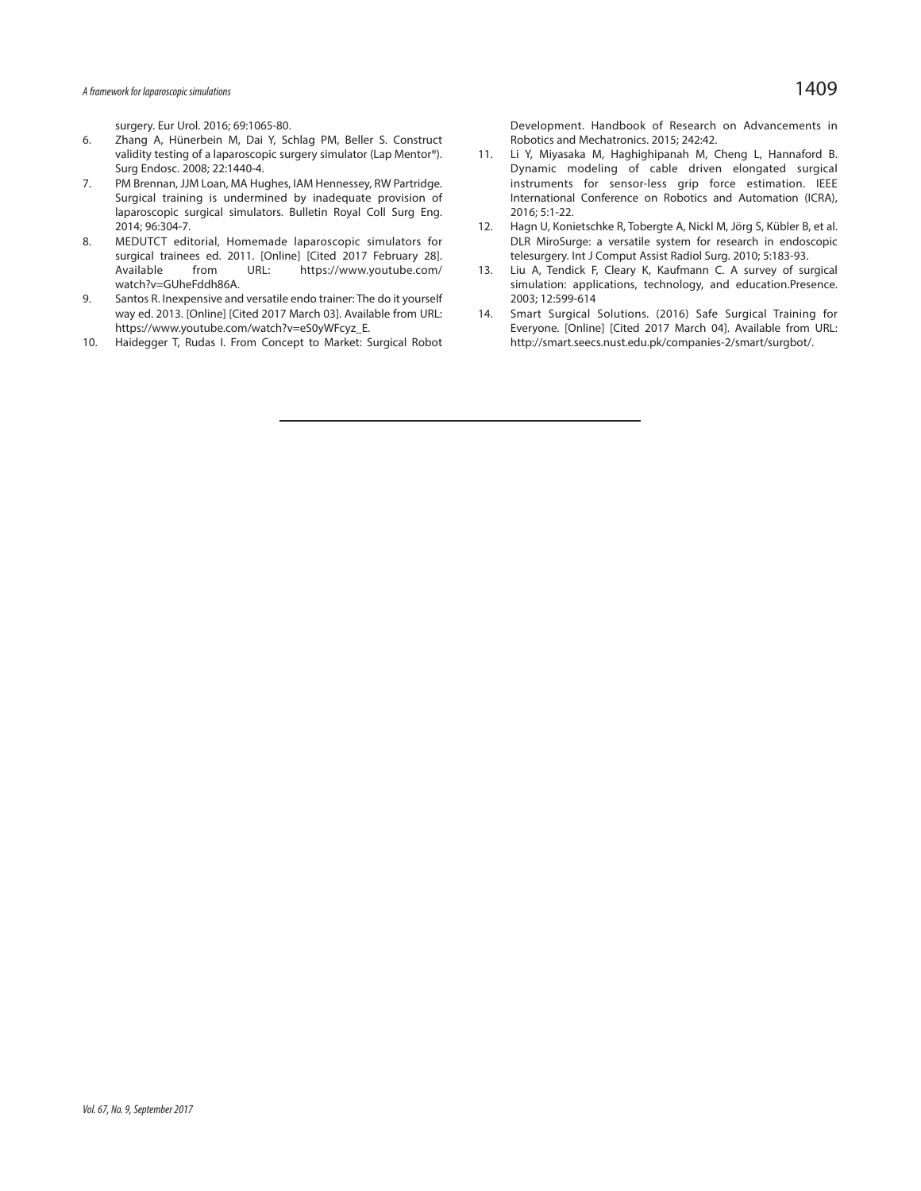surgery. Eur Urol. 2016; 69:1065-80.

6. Zhang A, Hünerbein M, Dai Y, Schlag PM, Beller S. Construct validity testing of a laparoscopic surgery simulator (Lap Mentor®). Surg Endosc. 2008; 22:1440-4.
7. PM Brennan, JJM Loan, MA Hughes, IAM Hennessey, RW Partridge. Surgical training is undermined by inadequate provision of laparoscopic surgical simulators. Bulletin Royal Coll Surg Eng. 2014; 96:304-7.
8. MEDUTCT editorial, Homemade laparoscopic simulators for surgical trainees ed. 2011. [Online] [Cited 2017 February 28]. Available from URL: https://www.youtube.com/watch?v=GUheFddh86A.
9. Santos R. Inexpensive and versatile endo trainer: The do it yourself way ed. 2013. [Online] [Cited 2017 March 03]. Available from URL: https://www.youtube.com/watch?v=eS0yWFcyz_E.
10. Haidegger T, Rudas I. From Concept to Market: Surgical Robot Development. Handbook of Research on Advancements in Robotics and Mechatronics. 2015; 242:42.
11. Li Y, Miyasaka M, Haghighipanah M, Cheng L, Hannaford B. Dynamic modeling of cable driven elongated surgical instruments for sensor-less grip force estimation. IEEE International Conference on Robotics and Automation (ICRA), 2016; 5:1-22.
12. Hagn U, Konietschke R, Tobergte A, Nickl M, Jörg S, Kübler B, et al. DLR MiroSurge: a versatile system for research in endoscopic telesurgery. Int J Comput Assist Radiol Surg. 2010; 5:183-93.
13. Liu A, Tendick F, Cleary K, Kaufmann C. A survey of surgical simulation: applications, technology, and education.Presence. 2003; 12:599-614
14. Smart Surgical Solutions. (2016) Safe Surgical Training for Everyone. [Online] [Cited 2017 March 04]. Available from URL: http://smart.seecs.nust.edu.pk/companies-2/smart/surgbot/.